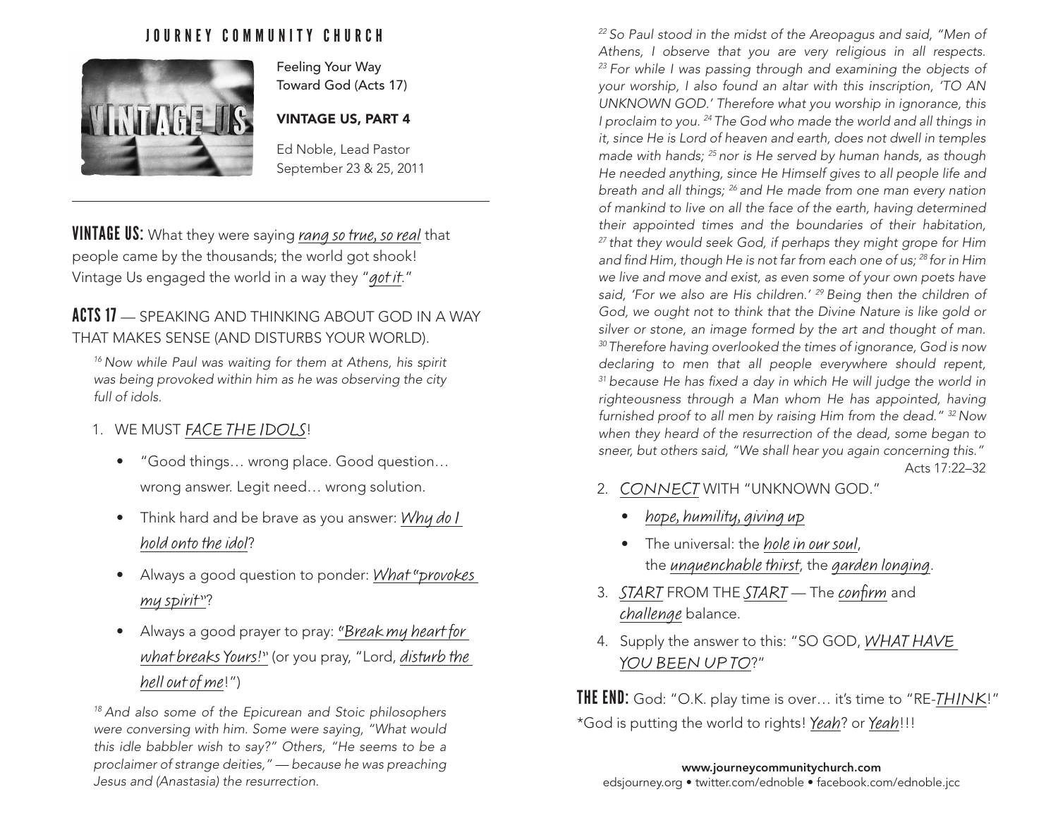# JOURNEY COMMUNITY CHURCH

Feeling Your Way Toward God (Acts 17)

**VINTAGE US, PART 4**

Ed Noble, Lead Pastor
September 23 & 25, 2011

---

**VINTAGE US:** What they were saying *rang so true, so real* that people came by the thousands; the world got shook! Vintage Us engaged the world in a way they "*got it*."

**ACTS 17** — SPEAKING AND THINKING ABOUT GOD IN A WAY THAT MAKES SENSE (AND DISTURBS YOUR WORLD).

*[16] Now while Paul was waiting for them at Athens, his spirit was being provoked within him as he was observing the city full of idols.*

1. WE MUST *FACE THE IDOLS*!
   - "Good things… wrong place. Good question… wrong answer. Legit need… wrong solution.
   - Think hard and be brave as you answer: *Why do I hold onto the idol*?
   - Always a good question to ponder: *What "provokes my spirit"*?
   - Always a good prayer to pray: *"Break my heart for what breaks Yours!"* (or you pray, "Lord, *disturb the hell out of me*!")

*[18] And also some of the Epicurean and Stoic philosophers were conversing with him. Some were saying, "What would this idle babbler wish to say?" Others, "He seems to be a proclaimer of strange deities," — because he was preaching Jesus and (Anastasia) the resurrection.*

*[22] So Paul stood in the midst of the Areopagus and said, "Men of Athens, I observe that you are very religious in all respects. [23] For while I was passing through and examining the objects of your worship, I also found an altar with this inscription, 'TO AN UNKNOWN GOD.' Therefore what you worship in ignorance, this I proclaim to you. [24] The God who made the world and all things in it, since He is Lord of heaven and earth, does not dwell in temples made with hands; [25] nor is He served by human hands, as though He needed anything, since He Himself gives to all people life and breath and all things; [26] and He made from one man every nation of mankind to live on all the face of the earth, having determined their appointed times and the boundaries of their habitation, [27] that they would seek God, if perhaps they might grope for Him and find Him, though He is not far from each one of us; [28] for in Him we live and move and exist, as even some of your own poets have said, 'For we also are His children.' [29] Being then the children of God, we ought not to think that the Divine Nature is like gold or silver or stone, an image formed by the art and thought of man. [30] Therefore having overlooked the times of ignorance, God is now declaring to men that all people everywhere should repent, [31] because He has fixed a day in which He will judge the world in righteousness through a Man whom He has appointed, having furnished proof to all men by raising Him from the dead." [32] Now when they heard of the resurrection of the dead, some began to sneer, but others said, "We shall hear you again concerning this."*
Acts 17:22–32

2. *CONNECT* WITH "UNKNOWN GOD."
   - *hope, humility, giving up*
   - The universal: the *hole in our soul*, the *unquenchable thirst*, the *garden longing*.
3. *START* FROM THE *START* — The *confirm* and *challenge* balance.
4. Supply the answer to this: "SO GOD, *WHAT HAVE YOU BEEN UP TO*?"

**THE END:** God: "O.K. play time is over… it's time to "RE-*THINK*!"
*God is putting the world to rights! *Yeah*? or *Yeah*!!!

**www.journeycommunitychurch.com**
edsjourney.org • twitter.com/ednoble • facebook.com/ednoble.jcc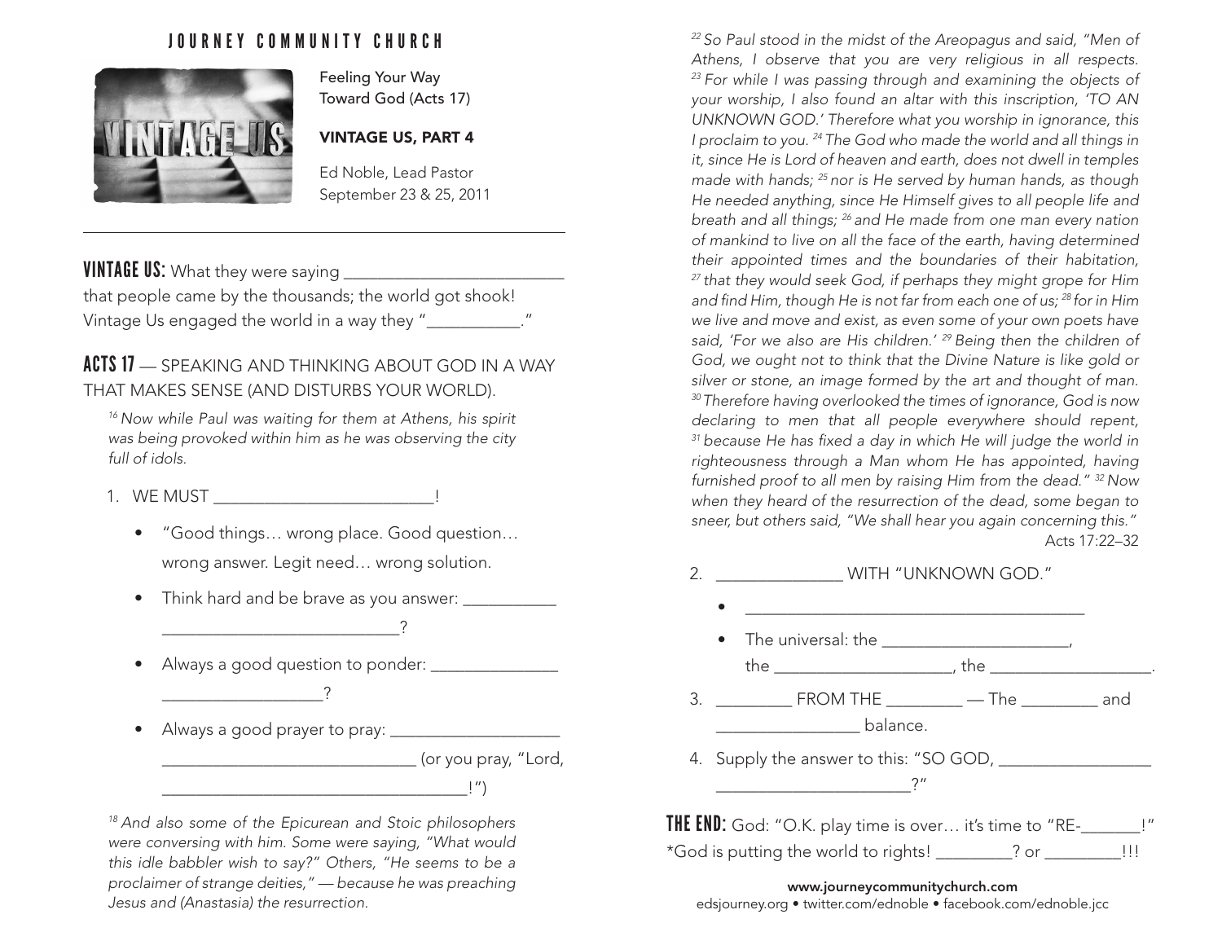# JOURNEY COMMUNITY CHURCH

Feeling Your Way Toward God (Acts 17)

**VINTAGE US, PART 4**

Ed Noble, Lead Pastor
September 23 & 25, 2011

---

**VINTAGE US:** What they were saying __________________________ that people came by the thousands; the world got shook! Vintage Us engaged the world in a way they "___________."

**ACTS 17** — SPEAKING AND THINKING ABOUT GOD IN A WAY THAT MAKES SENSE (AND DISTURBS YOUR WORLD).

> *[16] Now while Paul was waiting for them at Athens, his spirit was being provoked within him as he was observing the city full of idols.*

1. WE MUST __________________________!
   - "Good things… wrong place. Good question… wrong answer. Legit need… wrong solution.
   - Think hard and be brave as you answer: ___________ ___________________________?
   - Always a good question to ponder: _______________ __________________?
   - Always a good prayer to pray: ____________________ _____________________________ (or you pray, "Lord, ___________________________________!")

> *[18] And also some of the Epicurean and Stoic philosophers were conversing with him. Some were saying, "What would this idle babbler wish to say?" Others, "He seems to be a proclaimer of strange deities," — because he was preaching Jesus and (Anastasia) the resurrection.*

> *[22] So Paul stood in the midst of the Areopagus and said, "Men of Athens, I observe that you are very religious in all respects. [23] For while I was passing through and examining the objects of your worship, I also found an altar with this inscription, 'TO AN UNKNOWN GOD.' Therefore what you worship in ignorance, this I proclaim to you. [24] The God who made the world and all things in it, since He is Lord of heaven and earth, does not dwell in temples made with hands; [25] nor is He served by human hands, as though He needed anything, since He Himself gives to all people life and breath and all things; [26] and He made from one man every nation of mankind to live on all the face of the earth, having determined their appointed times and the boundaries of their habitation, [27] that they would seek God, if perhaps they might grope for Him and find Him, though He is not far from each one of us; [28] for in Him we live and move and exist, as even some of your own poets have said, 'For we also are His children.' [29] Being then the children of God, we ought not to think that the Divine Nature is like gold or silver or stone, an image formed by the art and thought of man. [30] Therefore having overlooked the times of ignorance, God is now declaring to men that all people everywhere should repent, [31] because He has fixed a day in which He will judge the world in righteousness through a Man whom He has appointed, having furnished proof to all men by raising Him from the dead." [32] Now when they heard of the resurrection of the dead, some began to sneer, but others said, "We shall hear you again concerning this."*
>
> Acts 17:22–32

2. _______________ WITH "UNKNOWN GOD."
   - __________________________________________
   - The universal: the ______________________, the _____________________, the ___________________.
3. _________ FROM THE _________ — The _________ and _________________ balance.
4. Supply the answer to this: "SO GOD, __________________ _______________________?"

**THE END:** God: "O.K. play time is over… it's time to "RE-_______!"
*God is putting the world to rights! _________? or _________!!!

**www.journeycommunitychurch.com**
edsjourney.org • twitter.com/ednoble • facebook.com/ednoble.jcc